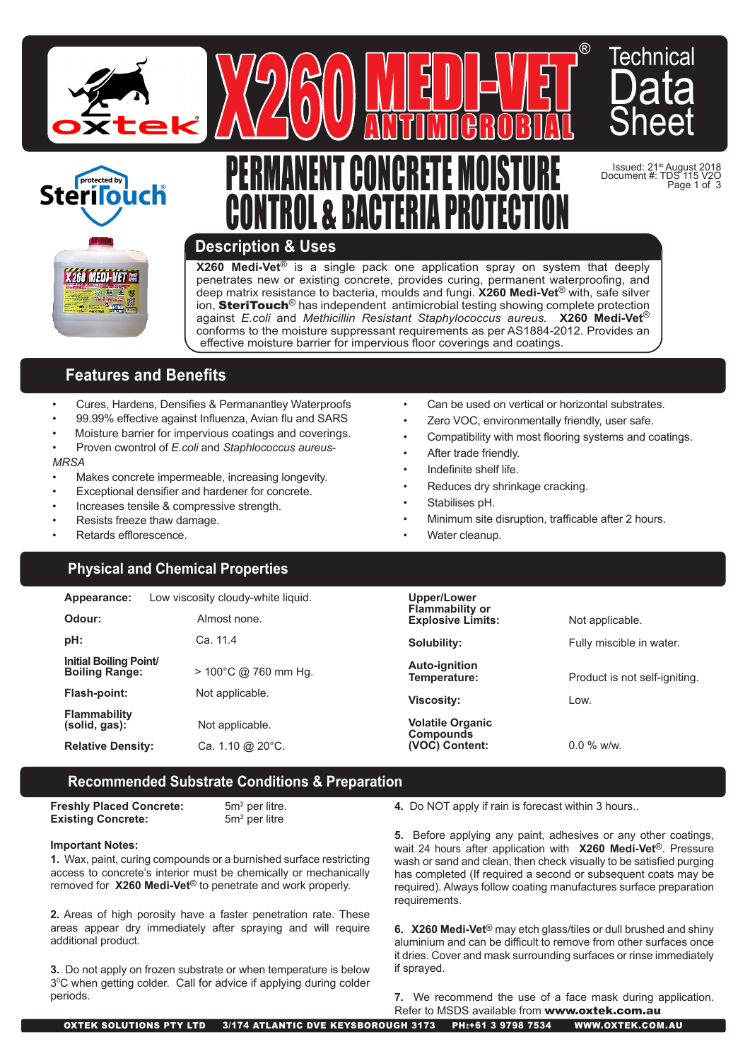# X260 MEDI-VET® ANTIMICROBIAL

Technical Data Sheet

# PERMANENT CONCRETE MOISTURE CONTROL & BACTERIA PROTECTION

Issued: 21st August 2018
Document #: TDS 115 V2O

## Description & Uses

**X260 Medi-Vet®** is a single pack one application spray on system that deeply penetrates new or existing concrete, provides curing, permanent waterproofing, and deep matrix resistance to bacteria, moulds and fungi. **X260 Medi-Vet®** with, safe silver ion, **SteriTouch®** has independent antimicrobial testing showing complete protection against *E.coli* and *Methicillin Resistant Staphylococcus aureus.* **X260 Medi-Vet®** conforms to the moisture suppressant requirements as per AS1884-2012. Provides an effective moisture barrier for impervious floor coverings and coatings.

## Features and Benefits

- Cures, Hardens, Densifies & Permanantley Waterproofs
- 99.99% effective against Influenza, Avian flu and SARS
- Moisture barrier for impervious coatings and coverings.
- Proven cwontrol of *E.coli* and *Staphlococcus aureus-MRSA*
- Makes concrete impermeable, increasing longevity.
- Exceptional densifier and hardener for concrete.
- Increases tensile & compressive strength.
- Resists freeze thaw damage.
- Retards efflorescence.
- Can be used on vertical or horizontal substrates.
- Zero VOC, environmentally friendly, user safe.
- Compatibility with most flooring systems and coatings.
- After trade friendly.
- Indefinite shelf life.
- Reduces dry shrinkage cracking.
- Stabilises pH.
- Minimum site disruption, trafficable after 2 hours.
- Water cleanup.

## Physical and Chemical Properties

| Property | Value |
|---|---|
| **Appearance:** | Low viscosity cloudy-white liquid. |
| **Odour:** | Almost none. |
| **pH:** | Ca. 11.4 |
| **Initial Boiling Point/ Boiling Range:** | > 100°C @ 760 mm Hg. |
| **Flash-point:** | Not applicable. |
| **Flammability (solid, gas):** | Not applicable. |
| **Relative Density:** | Ca. 1.10 @ 20°C. |
| **Upper/Lower Flammability or Explosive Limits:** | Not applicable. |
| **Solubility:** | Fully miscible in water. |
| **Auto-ignition Temperature:** | Product is not self-igniting. |
| **Viscosity:** | Low. |
| **Volatile Organic Compounds (VOC) Content:** | 0.0 % w/w. |

## Recommended Substrate Conditions & Preparation

| | |
|---|---|
| **Freshly Placed Concrete:** | 5m² per litre. |
| **Existing Concrete:** | 5m² per litre |

**Important Notes:**

**1.** Wax, paint, curing compounds or a burnished surface restricting access to concrete's interior must be chemically or mechanically removed for **X260 Medi-Vet®** to penetrate and work properly.

**2.** Areas of high porosity have a faster penetration rate. These areas appear dry immediately after spraying and will require additional product.

**3.** Do not apply on frozen substrate or when temperature is below 3°C when getting colder. Call for advice if applying during colder periods.

**4.** Do NOT apply if rain is forecast within 3 hours..

**5.** Before applying any paint, adhesives or any other coatings, wait 24 hours after application with **X260 Medi-Vet®**. Pressure wash or sand and clean, then check visually to be satisfied purging has completed (If required a second or subsequent coats may be required). Always follow coating manufactures surface preparation requirements.

**6.** **X260 Medi-Vet®** may etch glass/tiles or dull brushed and shiny aluminium and can be difficult to remove from other surfaces once it dries. Cover and mask surrounding surfaces or rinse immediately if sprayed.

**7.** We recommend the use of a face mask during application. Refer to MSDS available from **www.oxtek.com.au**

OXTEK SOLUTIONS PTY LTD 3/174 ATLANTIC DVE KEYSBOROUGH 3173 PH:+61 3 9798 7534 WWW.OXTEK.COM.AU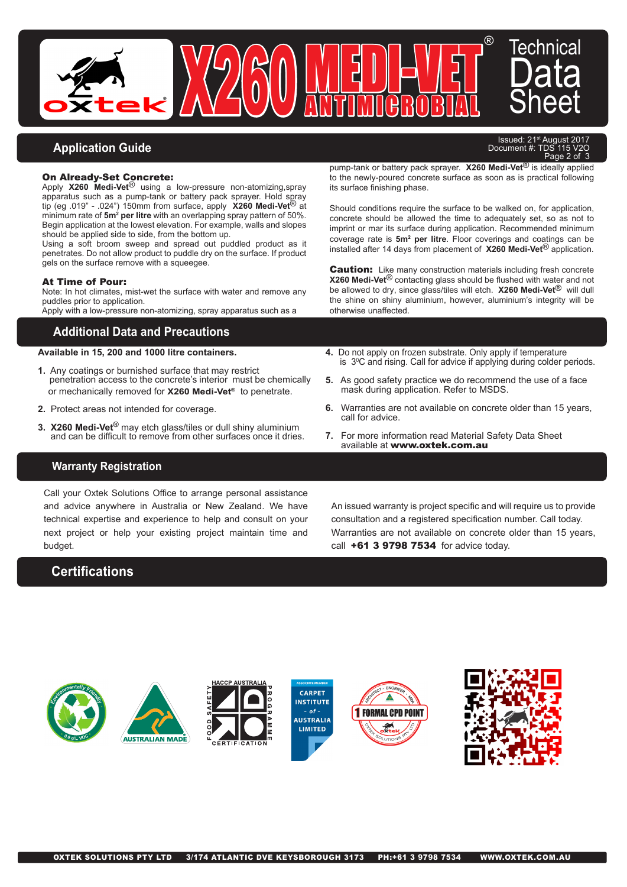# X260 MEDI-VET® ANTIMICROBIAL Technical Data Sheet

## Application Guide

Issued: 21st August 2017
Document #: TDS 115 V2O

**On Already-Set Concrete:**
Apply **X260 Medi-Vet®** using a low-pressure non-atomizing,spray apparatus such as a pump-tank or battery pack sprayer. Hold spray tip (eg .019" - .024") 150mm from surface, apply **X260 Medi-Vet®** at minimum rate of **$5m^2$ per litre** with an overlapping spray pattern of 50%. Begin application at the lowest elevation. For example, walls and slopes should be applied side to side, from the bottom up.
Using a soft broom sweep and spread out puddled product as it penetrates. Do not allow product to puddle dry on the surface. If product gels on the surface remove with a squeegee.

**At Time of Pour:**
Note: In hot climates, mist-wet the surface with water and remove any puddles prior to application.
Apply with a low-pressure non-atomizing, spray apparatus such as a pump-tank or battery pack sprayer. **X260 Medi-Vet®** is ideally applied to the newly-poured concrete surface as soon as is practical following its surface finishing phase.

Should conditions require the surface to be walked on, for application, concrete should be allowed the time to adequately set, so as not to imprint or mar its surface during application. Recommended minimum coverage rate is **$5m^2$ per litre**. Floor coverings and coatings can be installed after 14 days from placement of **X260 Medi-Vet®** application.

**Caution:** Like many construction materials including fresh concrete **X260 Medi-Vet®** contacting glass should be flushed with water and not be allowed to dry, since glass/tiles will etch. **X260 Medi-Vet®** will dull the shine on shiny aluminium, however, aluminium's integrity will be otherwise unaffected.

## Additional Data and Precautions

**Available in 15, 200 and 1000 litre containers.**

1. Any coatings or burnished surface that may restrict penetration access to the concrete's interior must be chemically or mechanically removed for **X260 Medi-Vet®** to penetrate.
2. Protect areas not intended for coverage.
3. **X260 Medi-Vet®** may etch glass/tiles or dull shiny aluminium and can be difficult to remove from other surfaces once it dries.
4. Do not apply on frozen substrate. Only apply if temperature is 3°C and rising. Call for advice if applying during colder periods.
5. As good safety practice we do recommend the use of a face mask during application. Refer to MSDS.
6. Warranties are not available on concrete older than 15 years, call for advice.
7. For more information read Material Safety Data Sheet available at **www.oxtek.com.au**

## Warranty Registration

Call your Oxtek Solutions Office to arrange personal assistance and advice anywhere in Australia or New Zealand. We have technical expertise and experience to help and consult on your next project or help your existing project maintain time and budget.

An issued warranty is project specific and will require us to provide consultation and a registered specification number. Call today. Warranties are not available on concrete older than 15 years, call **+61 3 9798 7534** for advice today.

## Certifications

OXTEK SOLUTIONS PTY LTD 3/174 ATLANTIC DVE KEYSBOROUGH 3173 PH:+61 3 9798 7534 WWW.OXTEK.COM.AU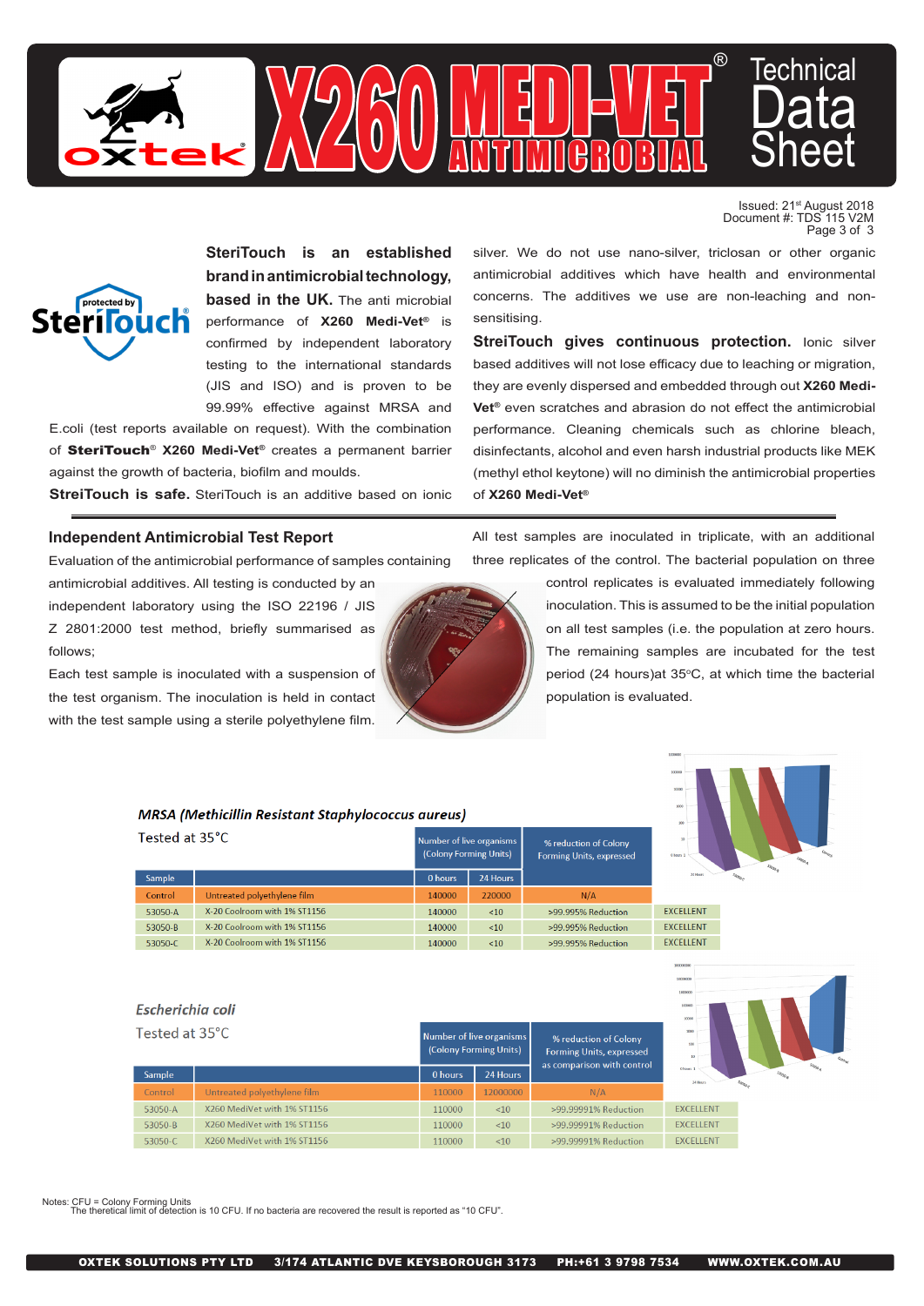# X260 MEDI-VET® ANTIMICROBIAL Technical Data Sheet

Issued: 21st August 2018
Document #: TDS 115 V2M

**SteriTouch is an established brand in antimicrobial technology, based in the UK.** The anti microbial performance of **X260 Medi-Vet®** is confirmed by independent laboratory testing to the international standards (JIS and ISO) and is proven to be 99.99% effective against MRSA and E.coli (test reports available on request). With the combination of **SteriTouch® X260 Medi-Vet®** creates a permanent barrier against the growth of bacteria, biofilm and moulds.

**StreiTouch is safe.** SteriTouch is an additive based on ionic silver. We do not use nano-silver, triclosan or other organic antimicrobial additives which have health and environmental concerns. The additives we use are non-leaching and non-sensitising.

**StreiTouch gives continuous protection.** Ionic silver based additives will not lose efficacy due to leaching or migration, they are evenly dispersed and embedded through out **X260 Medi-Vet®** even scratches and abrasion do not effect the antimicrobial performance. Cleaning chemicals such as chlorine bleach, disinfectants, alcohol and even harsh industrial products like MEK (methyl ethol keytone) will no diminish the antimicrobial properties of **X260 Medi-Vet®**

## Independent Antimicrobial Test Report

Evaluation of the antimicrobial performance of samples containing antimicrobial additives. All testing is conducted by an independent laboratory using the ISO 22196 / JIS Z 2801:2000 test method, briefly summarised as follows;

Each test sample is inoculated with a suspension of the test organism. The inoculation is held in contact with the test sample using a sterile polyethylene film.

All test samples are inoculated in triplicate, with an additional three replicates of the control. The bacterial population on three control replicates is evaluated immediately following inoculation. This is assumed to be the initial population on all test samples (i.e. the population at zero hours. The remaining samples are incubated for the test period (24 hours)at 35°C, at which time the bacterial population is evaluated.

### *MRSA (Methicillin Resistant Staphylococcus aureus)*

Tested at 35°C

| Sample | | Number of live organisms (Colony Forming Units) | | % reduction of Colony Forming Units, expressed | |
|---|---|---|---|---|---|
| | | 0 hours | 24 Hours | | |
| Control | Untreated polyethylene film | 140000 | 220000 | N/A | |
| 53050-A | X-20 Coolroom with 1% ST1156 | 140000 | <10 | >99.995% Reduction | EXCELLENT |
| 53050-B | X-20 Coolroom with 1% ST1156 | 140000 | <10 | >99.995% Reduction | EXCELLENT |
| 53050-C | X-20 Coolroom with 1% ST1156 | 140000 | <10 | >99.995% Reduction | EXCELLENT |

### *Escherichia coli*

Tested at 35°C

| Sample | | Number of live organisms (Colony Forming Units) | | % reduction of Colony Forming Units, expressed as comparison with control | |
|---|---|---|---|---|---|
| | | 0 hours | 24 Hours | | |
| Control | Untreated polyethylene film | 110000 | 12000000 | N/A | |
| 53050-A | X260 MediVet with 1% ST1156 | 110000 | <10 | >99.99991% Reduction | EXCELLENT |
| 53050-B | X260 MediVet with 1% ST1156 | 110000 | <10 | >99.99991% Reduction | EXCELLENT |
| 53050-C | X260 MediVet with 1% ST1156 | 110000 | <10 | >99.99991% Reduction | EXCELLENT |

Notes: CFU = Colony Forming Units
The theretical limit of detection is 10 CFU. If no bacteria are recovered the result is reported as "10 CFU".

OXTEK SOLUTIONS PTY LTD 3/174 ATLANTIC DVE KEYSBOROUGH 3173 PH:+61 3 9798 7534 WWW.OXTEK.COM.AU